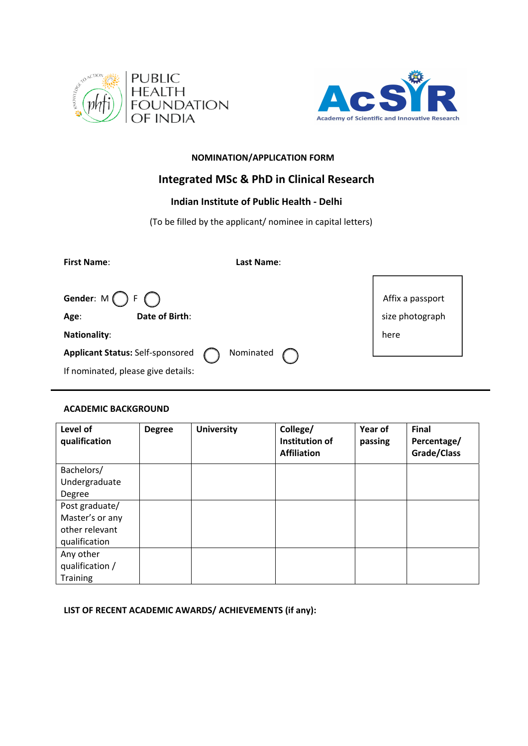PUBLIC HEALTH FOUNDATION OF INDIA

AcSIR
Academy of Scientific and Innovative Research

**NOMINATION/APPLICATION FORM**

## Integrated MSc & PhD in Clinical Research

### Indian Institute of Public Health - Delhi

(To be filled by the applicant/ nominee in capital letters)

**First Name**: **Last Name**:

Affix a passport size photograph here

**Gender**: M ◯ F ◯

**Age**: **Date of Birth**:

**Nationality**:

**Applicant Status:** Self-sponsored ◯ Nominated ◯

If nominated, please give details:

---

**ACADEMIC BACKGROUND**

| Level of qualification | Degree | University | College/ Institution of Affiliation | Year of passing | Final Percentage/ Grade/Class |
|---|---|---|---|---|---|
| Bachelors/ Undergraduate Degree | | | | | |
| Post graduate/ Master's or any other relevant qualification | | | | | |
| Any other qualification / Training | | | | | |

**LIST OF RECENT ACADEMIC AWARDS/ ACHIEVEMENTS (if any):**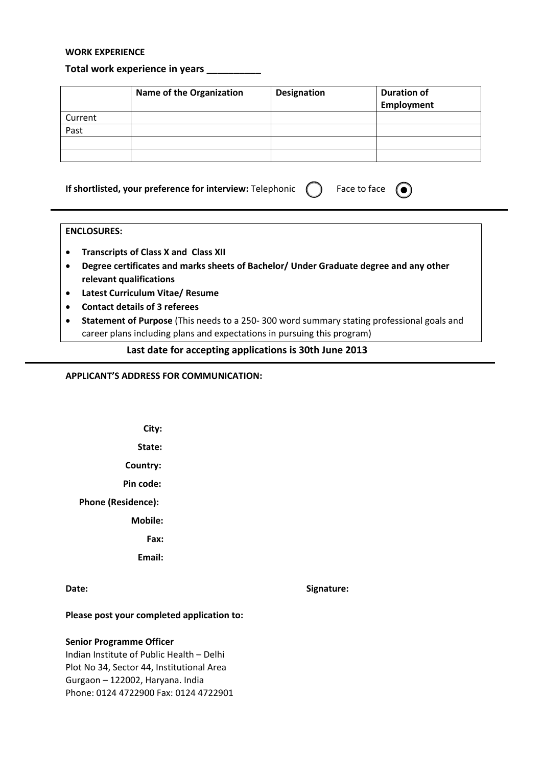**WORK EXPERIENCE**

**Total work experience in years __________**

| | Name of the Organization | Designation | Duration of Employment |
|---|---|---|---|
| Current | | | |
| Past | | | |
| | | | |
| | | | |

**If shortlisted, your preference for interview:** Telephonic ◯ Face to face ◉

---

**ENCLOSURES:**

- **Transcripts of Class X and Class XII**
- **Degree certificates and marks sheets of Bachelor/ Under Graduate degree and any other relevant qualifications**
- **Latest Curriculum Vitae/ Resume**
- **Contact details of 3 referees**
- **Statement of Purpose** (This needs to a 250- 300 word summary stating professional goals and career plans including plans and expectations in pursuing this program)

**Last date for accepting applications is 30th June 2013**

---

**APPLICANT'S ADDRESS FOR COMMUNICATION:**

**City:**

**State:**

**Country:**

**Pin code:**

**Phone (Residence):**

**Mobile:**

**Fax:**

**Email:**

**Date:**

**Signature:**

**Please post your completed application to:**

**Senior Programme Officer**
Indian Institute of Public Health – Delhi
Plot No 34, Sector 44, Institutional Area
Gurgaon – 122002, Haryana. India
Phone: 0124 4722900 Fax: 0124 4722901